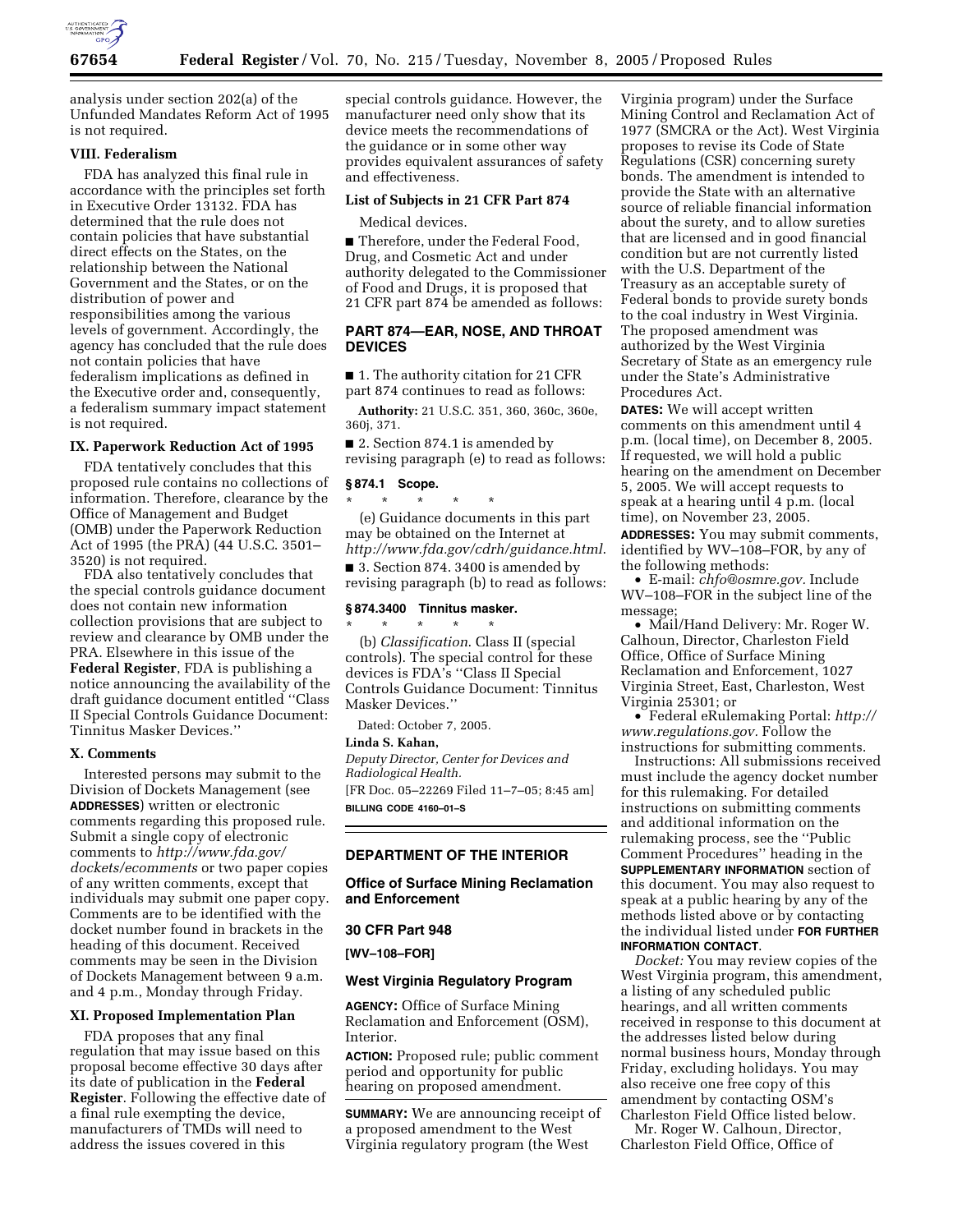analysis under section 202(a) of the Unfunded Mandates Reform Act of 1995 is not required.

### VIII. Federalism

FDA has analyzed this final rule in accordance with the principles set forth in Executive Order 13132. FDA has determined that the rule does not contain policies that have substantial direct effects on the States, on the relationship between the National Government and the States, or on the distribution of power and responsibilities among the various levels of government. Accordingly, the agency has concluded that the rule does not contain policies that have federalism implications as defined in the Executive order and, consequently, a federalism summary impact statement is not required.

### IX. Paperwork Reduction Act of 1995

FDA tentatively concludes that this proposed rule contains no collections of information. Therefore, clearance by the Office of Management and Budget (OMB) under the Paperwork Reduction Act of 1995 (the PRA) (44 U.S.C. 3501–3520) is not required.

FDA also tentatively concludes that the special controls guidance document does not contain new information collection provisions that are subject to review and clearance by OMB under the PRA. Elsewhere in this issue of the **Federal Register**, FDA is publishing a notice announcing the availability of the draft guidance document entitled ''Class II Special Controls Guidance Document: Tinnitus Masker Devices.''

### X. Comments

Interested persons may submit to the Division of Dockets Management (see **ADDRESSES**) written or electronic comments regarding this proposed rule. Submit a single copy of electronic comments to *http://www.fda.gov/dockets/ecomments* or two paper copies of any written comments, except that individuals may submit one paper copy. Comments are to be identified with the docket number found in brackets in the heading of this document. Received comments may be seen in the Division of Dockets Management between 9 a.m. and 4 p.m., Monday through Friday.

### XI. Proposed Implementation Plan

FDA proposes that any final regulation that may issue based on this proposal become effective 30 days after its date of publication in the **Federal Register**. Following the effective date of a final rule exempting the device, manufacturers of TMDs will need to address the issues covered in this special controls guidance. However, the manufacturer need only show that its device meets the recommendations of the guidance or in some other way provides equivalent assurances of safety and effectiveness.

**List of Subjects in 21 CFR Part 874**

Medical devices.

■ Therefore, under the Federal Food, Drug, and Cosmetic Act and under authority delegated to the Commissioner of Food and Drugs, it is proposed that 21 CFR part 874 be amended as follows:

## PART 874—EAR, NOSE, AND THROAT DEVICES

■ 1. The authority citation for 21 CFR part 874 continues to read as follows:

**Authority:** 21 U.S.C. 351, 360, 360c, 360e, 360j, 371.

■ 2. Section 874.1 is amended by revising paragraph (e) to read as follows:

**§ 874.1 Scope.**

\* \* \* \* \*

(e) Guidance documents in this part may be obtained on the Internet at *http://www.fda.gov/cdrh/guidance.html*.

■ 3. Section 874. 3400 is amended by revising paragraph (b) to read as follows:

**§ 874.3400 Tinnitus masker.**

\* \* \* \* \*

(b) *Classification*. Class II (special controls). The special control for these devices is FDA's ''Class II Special Controls Guidance Document: Tinnitus Masker Devices.''

Dated: October 7, 2005.

**Linda S. Kahan,**

*Deputy Director, Center for Devices and Radiological Health.*

[FR Doc. 05–22269 Filed 11–7–05; 8:45 am]

**BILLING CODE 4160–01–S**

---

## DEPARTMENT OF THE INTERIOR

## Office of Surface Mining Reclamation and Enforcement

## 30 CFR Part 948

**[WV–108–FOR]**

## West Virginia Regulatory Program

**AGENCY:** Office of Surface Mining Reclamation and Enforcement (OSM), Interior.

**ACTION:** Proposed rule; public comment period and opportunity for public hearing on proposed amendment.

**SUMMARY:** We are announcing receipt of a proposed amendment to the West Virginia regulatory program (the West Virginia program) under the Surface Mining Control and Reclamation Act of 1977 (SMCRA or the Act). West Virginia proposes to revise its Code of State Regulations (CSR) concerning surety bonds. The amendment is intended to provide the State with an alternative source of reliable financial information about the surety, and to allow sureties that are licensed and in good financial condition but are not currently listed with the U.S. Department of the Treasury as an acceptable surety of Federal bonds to provide surety bonds to the coal industry in West Virginia. The proposed amendment was authorized by the West Virginia Secretary of State as an emergency rule under the State's Administrative Procedures Act.

**DATES:** We will accept written comments on this amendment until 4 p.m. (local time), on December 8, 2005. If requested, we will hold a public hearing on the amendment on December 5, 2005. We will accept requests to speak at a hearing until 4 p.m. (local time), on November 23, 2005.

**ADDRESSES:** You may submit comments, identified by WV–108–FOR, by any of the following methods:

- E-mail: *chfo@osmre.gov.* Include WV–108–FOR in the subject line of the message;
- Mail/Hand Delivery: Mr. Roger W. Calhoun, Director, Charleston Field Office, Office of Surface Mining Reclamation and Enforcement, 1027 Virginia Street, East, Charleston, West Virginia 25301; or
- Federal eRulemaking Portal: *http://www.regulations.gov.* Follow the instructions for submitting comments.

Instructions: All submissions received must include the agency docket number for this rulemaking. For detailed instructions on submitting comments and additional information on the rulemaking process, see the ''Public Comment Procedures'' heading in the **SUPPLEMENTARY INFORMATION** section of this document. You may also request to speak at a public hearing by any of the methods listed above or by contacting the individual listed under **FOR FURTHER INFORMATION CONTACT**.

*Docket:* You may review copies of the West Virginia program, this amendment, a listing of any scheduled public hearings, and all written comments received in response to this document at the addresses listed below during normal business hours, Monday through Friday, excluding holidays. You may also receive one free copy of this amendment by contacting OSM's Charleston Field Office listed below.

Mr. Roger W. Calhoun, Director, Charleston Field Office, Office of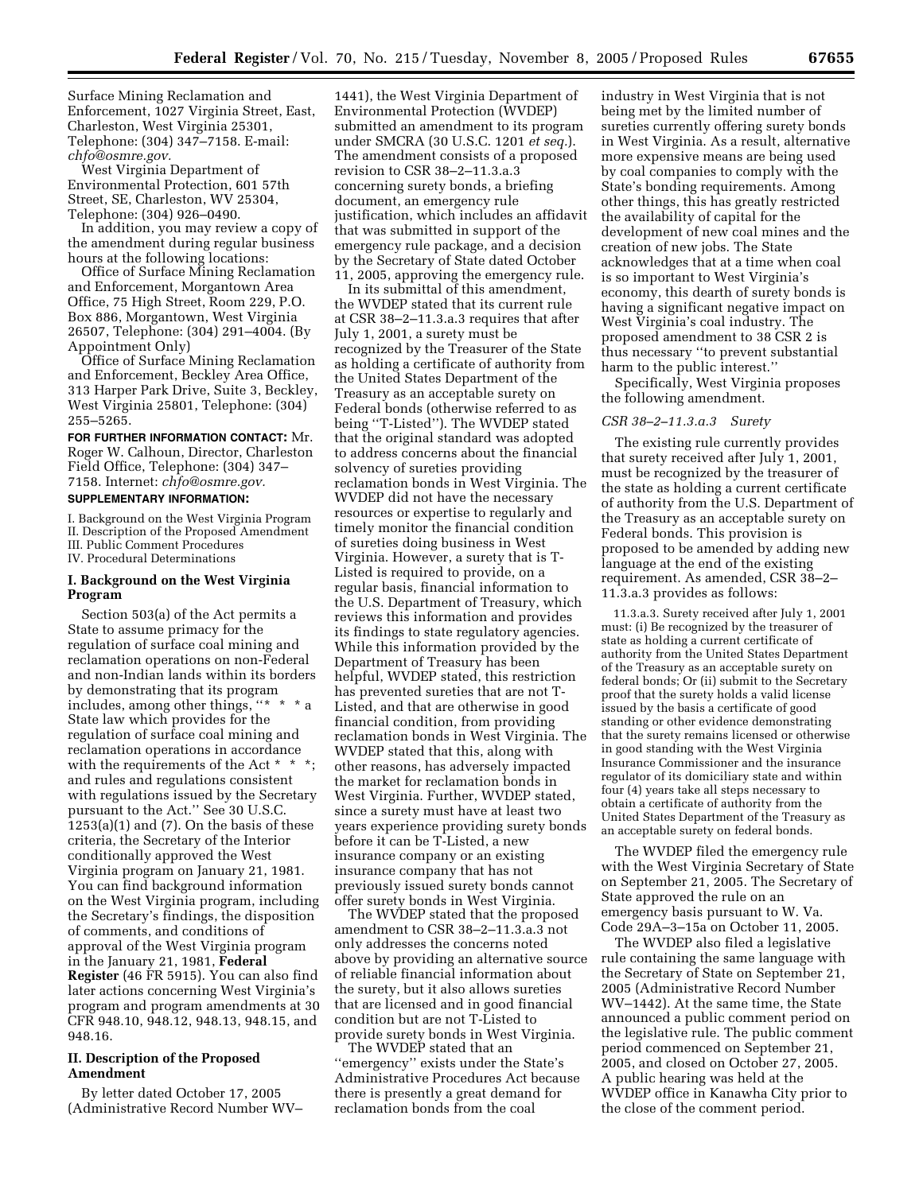Surface Mining Reclamation and Enforcement, 1027 Virginia Street, East, Charleston, West Virginia 25301, Telephone: (304) 347–7158. E-mail: *chfo@osmre.gov.*

West Virginia Department of Environmental Protection, 601 57th Street, SE, Charleston, WV 25304, Telephone: (304) 926–0490.

In addition, you may review a copy of the amendment during regular business hours at the following locations:

Office of Surface Mining Reclamation and Enforcement, Morgantown Area Office, 75 High Street, Room 229, P.O. Box 886, Morgantown, West Virginia 26507, Telephone: (304) 291–4004. (By Appointment Only)

Office of Surface Mining Reclamation and Enforcement, Beckley Area Office, 313 Harper Park Drive, Suite 3, Beckley, West Virginia 25801, Telephone: (304) 255–5265.

**FOR FURTHER INFORMATION CONTACT:** Mr. Roger W. Calhoun, Director, Charleston Field Office, Telephone: (304) 347–7158. Internet: *chfo@osmre.gov.*

**SUPPLEMENTARY INFORMATION:**

I. Background on the West Virginia Program
II. Description of the Proposed Amendment
III. Public Comment Procedures
IV. Procedural Determinations

## I. Background on the West Virginia Program

Section 503(a) of the Act permits a State to assume primacy for the regulation of surface coal mining and reclamation operations on non-Federal and non-Indian lands within its borders by demonstrating that its program includes, among other things, "* * * a State law which provides for the regulation of surface coal mining and reclamation operations in accordance with the requirements of the Act * * *; and rules and regulations consistent with regulations issued by the Secretary pursuant to the Act." See 30 U.S.C. 1253(a)(1) and (7). On the basis of these criteria, the Secretary of the Interior conditionally approved the West Virginia program on January 21, 1981. You can find background information on the West Virginia program, including the Secretary's findings, the disposition of comments, and conditions of approval of the West Virginia program in the January 21, 1981, **Federal Register** (46 FR 5915). You can also find later actions concerning West Virginia's program and program amendments at 30 CFR 948.10, 948.12, 948.13, 948.15, and 948.16.

## II. Description of the Proposed Amendment

By letter dated October 17, 2005 (Administrative Record Number WV–1441), the West Virginia Department of Environmental Protection (WVDEP) submitted an amendment to its program under SMCRA (30 U.S.C. 1201 *et seq.*). The amendment consists of a proposed revision to CSR 38–2–11.3.a.3 concerning surety bonds, a briefing document, an emergency rule justification, which includes an affidavit that was submitted in support of the emergency rule package, and a decision by the Secretary of State dated October 11, 2005, approving the emergency rule.

In its submittal of this amendment, the WVDEP stated that its current rule at CSR 38–2–11.3.a.3 requires that after July 1, 2001, a surety must be recognized by the Treasurer of the State as holding a certificate of authority from the United States Department of the Treasury as an acceptable surety on Federal bonds (otherwise referred to as being "T-Listed"). The WVDEP stated that the original standard was adopted to address concerns about the financial solvency of sureties providing reclamation bonds in West Virginia. The WVDEP did not have the necessary resources or expertise to regularly and timely monitor the financial condition of sureties doing business in West Virginia. However, a surety that is T-Listed is required to provide, on a regular basis, financial information to the U.S. Department of Treasury, which reviews this information and provides its findings to state regulatory agencies. While this information provided by the Department of Treasury has been helpful, WVDEP stated, this restriction has prevented sureties that are not T-Listed, and that are otherwise in good financial condition, from providing reclamation bonds in West Virginia. The WVDEP stated that this, along with other reasons, has adversely impacted the market for reclamation bonds in West Virginia. Further, WVDEP stated, since a surety must have at least two years experience providing surety bonds before it can be T-Listed, a new insurance company or an existing insurance company that has not previously issued surety bonds cannot offer surety bonds in West Virginia.

The WVDEP stated that the proposed amendment to CSR 38–2–11.3.a.3 not only addresses the concerns noted above by providing an alternative source of reliable financial information about the surety, but it also allows sureties that are licensed and in good financial condition but are not T-Listed to provide surety bonds in West Virginia.

The WVDEP stated that an "emergency" exists under the State's Administrative Procedures Act because there is presently a great demand for reclamation bonds from the coal industry in West Virginia that is not being met by the limited number of sureties currently offering surety bonds in West Virginia. As a result, alternative more expensive means are being used by coal companies to comply with the State's bonding requirements. Among other things, this has greatly restricted the availability of capital for the development of new coal mines and the creation of new jobs. The State acknowledges that at a time when coal is so important to West Virginia's economy, this dearth of surety bonds is having a significant negative impact on West Virginia's coal industry. The proposed amendment to 38 CSR 2 is thus necessary "to prevent substantial harm to the public interest."

Specifically, West Virginia proposes the following amendment.

### *CSR 38–2–11.3.a.3 Surety*

The existing rule currently provides that surety received after July 1, 2001, must be recognized by the treasurer of the state as holding a current certificate of authority from the U.S. Department of the Treasury as an acceptable surety on Federal bonds. This provision is proposed to be amended by adding new language at the end of the existing requirement. As amended, CSR 38–2–11.3.a.3 provides as follows:

> 11.3.a.3. Surety received after July 1, 2001 must: (i) Be recognized by the treasurer of state as holding a current certificate of authority from the United States Department of the Treasury as an acceptable surety on federal bonds; Or (ii) submit to the Secretary proof that the surety holds a valid license issued by the basis a certificate of good standing or other evidence demonstrating that the surety remains licensed or otherwise in good standing with the West Virginia Insurance Commissioner and the insurance regulator of its domiciliary state and within four (4) years take all steps necessary to obtain a certificate of authority from the United States Department of the Treasury as an acceptable surety on federal bonds.

The WVDEP filed the emergency rule with the West Virginia Secretary of State on September 21, 2005. The Secretary of State approved the rule on an emergency basis pursuant to W. Va. Code 29A–3–15a on October 11, 2005.

The WVDEP also filed a legislative rule containing the same language with the Secretary of State on September 21, 2005 (Administrative Record Number WV–1442). At the same time, the State announced a public comment period on the legislative rule. The public comment period commenced on September 21, 2005, and closed on October 27, 2005. A public hearing was held at the WVDEP office in Kanawha City prior to the close of the comment period.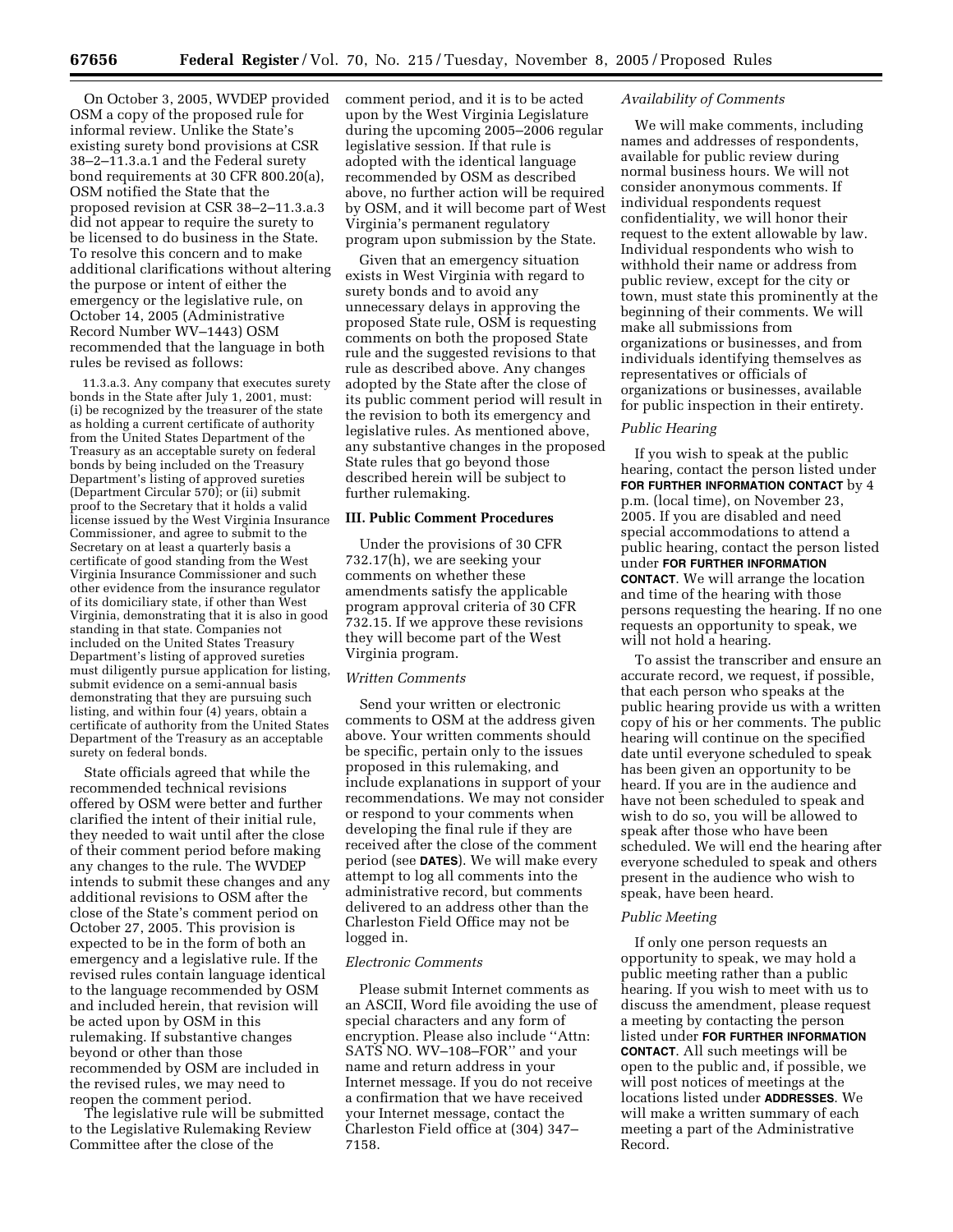On October 3, 2005, WVDEP provided OSM a copy of the proposed rule for informal review. Unlike the State's existing surety bond provisions at CSR 38–2–11.3.a.1 and the Federal surety bond requirements at 30 CFR 800.20(a), OSM notified the State that the proposed revision at CSR 38–2–11.3.a.3 did not appear to require the surety to be licensed to do business in the State. To resolve this concern and to make additional clarifications without altering the purpose or intent of either the emergency or the legislative rule, on October 14, 2005 (Administrative Record Number WV–1443) OSM recommended that the language in both rules be revised as follows:

> 11.3.a.3. Any company that executes surety bonds in the State after July 1, 2001, must: (i) be recognized by the treasurer of the state as holding a current certificate of authority from the United States Department of the Treasury as an acceptable surety on federal bonds by being included on the Treasury Department's listing of approved sureties (Department Circular 570); or (ii) submit proof to the Secretary that it holds a valid license issued by the West Virginia Insurance Commissioner, and agree to submit to the Secretary on at least a quarterly basis a certificate of good standing from the West Virginia Insurance Commissioner and such other evidence from the insurance regulator of its domiciliary state, if other than West Virginia, demonstrating that it is also in good standing in that state. Companies not included on the United States Treasury Department's listing of approved sureties must diligently pursue application for listing, submit evidence on a semi-annual basis demonstrating that they are pursuing such listing, and within four (4) years, obtain a certificate of authority from the United States Department of the Treasury as an acceptable surety on federal bonds.

State officials agreed that while the recommended technical revisions offered by OSM were better and further clarified the intent of their initial rule, they needed to wait until after the close of their comment period before making any changes to the rule. The WVDEP intends to submit these changes and any additional revisions to OSM after the close of the State's comment period on October 27, 2005. This provision is expected to be in the form of both an emergency and a legislative rule. If the revised rules contain language identical to the language recommended by OSM and included herein, that revision will be acted upon by OSM in this rulemaking. If substantive changes beyond or other than those recommended by OSM are included in the revised rules, we may need to reopen the comment period.

The legislative rule will be submitted to the Legislative Rulemaking Review Committee after the close of the comment period, and it is to be acted upon by the West Virginia Legislature during the upcoming 2005–2006 regular legislative session. If that rule is adopted with the identical language recommended by OSM as described above, no further action will be required by OSM, and it will become part of West Virginia's permanent regulatory program upon submission by the State.

Given that an emergency situation exists in West Virginia with regard to surety bonds and to avoid any unnecessary delays in approving the proposed State rule, OSM is requesting comments on both the proposed State rule and the suggested revisions to that rule as described above. Any changes adopted by the State after the close of its public comment period will result in the revision to both its emergency and legislative rules. As mentioned above, any substantive changes in the proposed State rules that go beyond those described herein will be subject to further rulemaking.

## III. Public Comment Procedures

Under the provisions of 30 CFR 732.17(h), we are seeking your comments on whether these amendments satisfy the applicable program approval criteria of 30 CFR 732.15. If we approve these revisions they will become part of the West Virginia program.

### *Written Comments*

Send your written or electronic comments to OSM at the address given above. Your written comments should be specific, pertain only to the issues proposed in this rulemaking, and include explanations in support of your recommendations. We may not consider or respond to your comments when developing the final rule if they are received after the close of the comment period (see **DATES**). We will make every attempt to log all comments into the administrative record, but comments delivered to an address other than the Charleston Field Office may not be logged in.

### *Electronic Comments*

Please submit Internet comments as an ASCII, Word file avoiding the use of special characters and any form of encryption. Please also include ''Attn: SATS NO. WV–108–FOR'' and your name and return address in your Internet message. If you do not receive a confirmation that we have received your Internet message, contact the Charleston Field office at (304) 347–7158.

### *Availability of Comments*

We will make comments, including names and addresses of respondents, available for public review during normal business hours. We will not consider anonymous comments. If individual respondents request confidentiality, we will honor their request to the extent allowable by law. Individual respondents who wish to withhold their name or address from public review, except for the city or town, must state this prominently at the beginning of their comments. We will make all submissions from organizations or businesses, and from individuals identifying themselves as representatives or officials of organizations or businesses, available for public inspection in their entirety.

### *Public Hearing*

If you wish to speak at the public hearing, contact the person listed under **FOR FURTHER INFORMATION CONTACT** by 4 p.m. (local time), on November 23, 2005. If you are disabled and need special accommodations to attend a public hearing, contact the person listed under **FOR FURTHER INFORMATION CONTACT**. We will arrange the location and time of the hearing with those persons requesting the hearing. If no one requests an opportunity to speak, we will not hold a hearing.

To assist the transcriber and ensure an accurate record, we request, if possible, that each person who speaks at the public hearing provide us with a written copy of his or her comments. The public hearing will continue on the specified date until everyone scheduled to speak has been given an opportunity to be heard. If you are in the audience and have not been scheduled to speak and wish to do so, you will be allowed to speak after those who have been scheduled. We will end the hearing after everyone scheduled to speak and others present in the audience who wish to speak, have been heard.

### *Public Meeting*

If only one person requests an opportunity to speak, we may hold a public meeting rather than a public hearing. If you wish to meet with us to discuss the amendment, please request a meeting by contacting the person listed under **FOR FURTHER INFORMATION CONTACT**. All such meetings will be open to the public and, if possible, we will post notices of meetings at the locations listed under **ADDRESSES**. We will make a written summary of each meeting a part of the Administrative Record.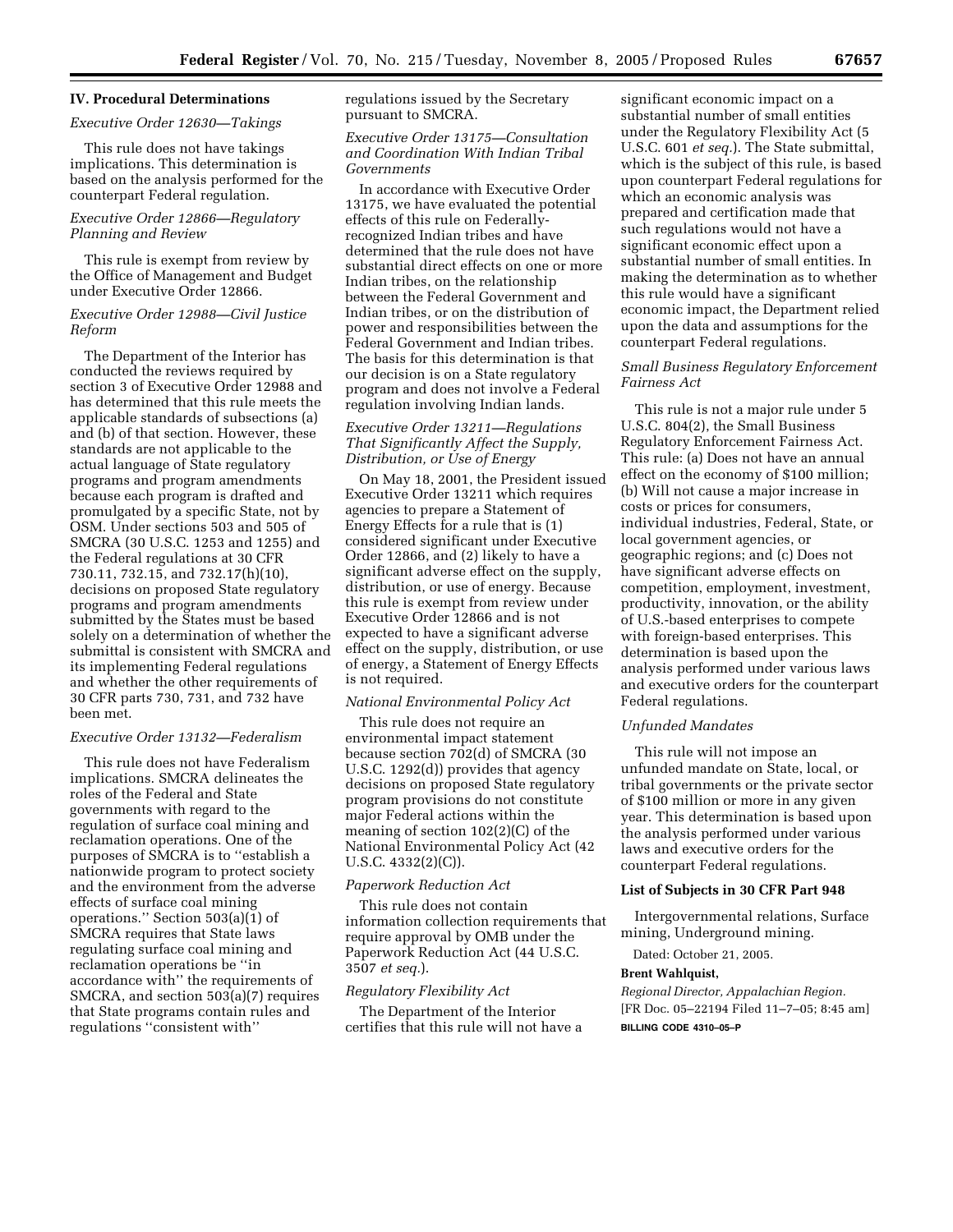## IV. Procedural Determinations

*Executive Order 12630—Takings*

This rule does not have takings implications. This determination is based on the analysis performed for the counterpart Federal regulation.

*Executive Order 12866—Regulatory Planning and Review*

This rule is exempt from review by the Office of Management and Budget under Executive Order 12866.

*Executive Order 12988—Civil Justice Reform*

The Department of the Interior has conducted the reviews required by section 3 of Executive Order 12988 and has determined that this rule meets the applicable standards of subsections (a) and (b) of that section. However, these standards are not applicable to the actual language of State regulatory programs and program amendments because each program is drafted and promulgated by a specific State, not by OSM. Under sections 503 and 505 of SMCRA (30 U.S.C. 1253 and 1255) and the Federal regulations at 30 CFR 730.11, 732.15, and 732.17(h)(10), decisions on proposed State regulatory programs and program amendments submitted by the States must be based solely on a determination of whether the submittal is consistent with SMCRA and its implementing Federal regulations and whether the other requirements of 30 CFR parts 730, 731, and 732 have been met.

*Executive Order 13132—Federalism*

This rule does not have Federalism implications. SMCRA delineates the roles of the Federal and State governments with regard to the regulation of surface coal mining and reclamation operations. One of the purposes of SMCRA is to ''establish a nationwide program to protect society and the environment from the adverse effects of surface coal mining operations.'' Section 503(a)(1) of SMCRA requires that State laws regulating surface coal mining and reclamation operations be ''in accordance with'' the requirements of SMCRA, and section 503(a)(7) requires that State programs contain rules and regulations ''consistent with'' regulations issued by the Secretary pursuant to SMCRA.

*Executive Order 13175—Consultation and Coordination With Indian Tribal Governments*

In accordance with Executive Order 13175, we have evaluated the potential effects of this rule on Federally-recognized Indian tribes and have determined that the rule does not have substantial direct effects on one or more Indian tribes, on the relationship between the Federal Government and Indian tribes, or on the distribution of power and responsibilities between the Federal Government and Indian tribes. The basis for this determination is that our decision is on a State regulatory program and does not involve a Federal regulation involving Indian lands.

*Executive Order 13211—Regulations That Significantly Affect the Supply, Distribution, or Use of Energy*

On May 18, 2001, the President issued Executive Order 13211 which requires agencies to prepare a Statement of Energy Effects for a rule that is (1) considered significant under Executive Order 12866, and (2) likely to have a significant adverse effect on the supply, distribution, or use of energy. Because this rule is exempt from review under Executive Order 12866 and is not expected to have a significant adverse effect on the supply, distribution, or use of energy, a Statement of Energy Effects is not required.

*National Environmental Policy Act*

This rule does not require an environmental impact statement because section 702(d) of SMCRA (30 U.S.C. 1292(d)) provides that agency decisions on proposed State regulatory program provisions do not constitute major Federal actions within the meaning of section 102(2)(C) of the National Environmental Policy Act (42 U.S.C. 4332(2)(C)).

*Paperwork Reduction Act*

This rule does not contain information collection requirements that require approval by OMB under the Paperwork Reduction Act (44 U.S.C. 3507 *et seq.*).

*Regulatory Flexibility Act*

The Department of the Interior certifies that this rule will not have a significant economic impact on a substantial number of small entities under the Regulatory Flexibility Act (5 U.S.C. 601 *et seq.*). The State submittal, which is the subject of this rule, is based upon counterpart Federal regulations for which an economic analysis was prepared and certification made that such regulations would not have a significant economic effect upon a substantial number of small entities. In making the determination as to whether this rule would have a significant economic impact, the Department relied upon the data and assumptions for the counterpart Federal regulations.

*Small Business Regulatory Enforcement Fairness Act*

This rule is not a major rule under 5 U.S.C. 804(2), the Small Business Regulatory Enforcement Fairness Act. This rule: (a) Does not have an annual effect on the economy of $100 million; (b) Will not cause a major increase in costs or prices for consumers, individual industries, Federal, State, or local government agencies, or geographic regions; and (c) Does not have significant adverse effects on competition, employment, investment, productivity, innovation, or the ability of U.S.-based enterprises to compete with foreign-based enterprises. This determination is based upon the analysis performed under various laws and executive orders for the counterpart Federal regulations.

*Unfunded Mandates*

This rule will not impose an unfunded mandate on State, local, or tribal governments or the private sector of $100 million or more in any given year. This determination is based upon the analysis performed under various laws and executive orders for the counterpart Federal regulations.

**List of Subjects in 30 CFR Part 948**

Intergovernmental relations, Surface mining, Underground mining.

Dated: October 21, 2005.

**Brent Wahlquist,**

*Regional Director, Appalachian Region.*

[FR Doc. 05–22194 Filed 11–7–05; 8:45 am]

**BILLING CODE 4310–05–P**